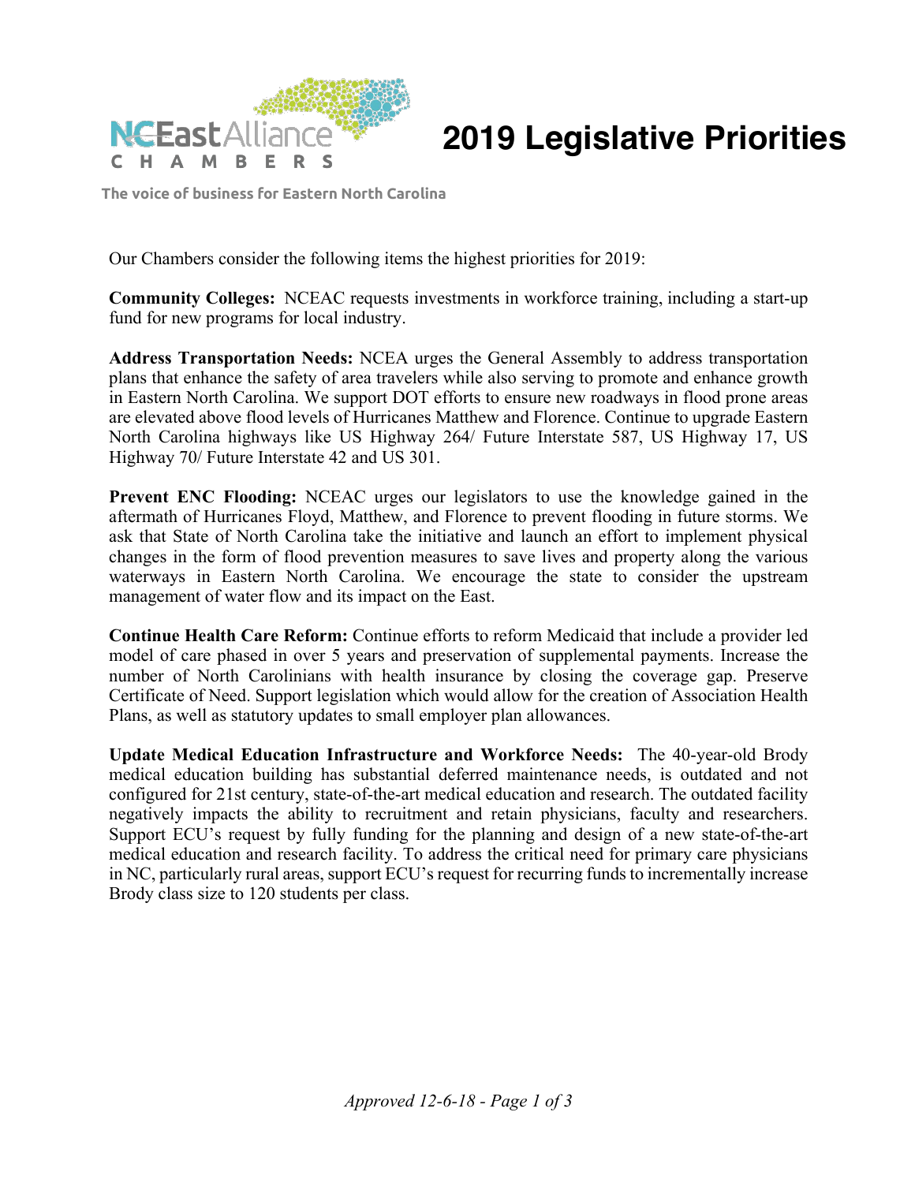NCEastAlliance CHAMBERS

The voice of business for Eastern North Carolina

# 2019 Legislative Priorities

Our Chambers consider the following items the highest priorities for 2019:

**Community Colleges:** NCEAC requests investments in workforce training, including a start-up fund for new programs for local industry.

**Address Transportation Needs:** NCEA urges the General Assembly to address transportation plans that enhance the safety of area travelers while also serving to promote and enhance growth in Eastern North Carolina. We support DOT efforts to ensure new roadways in flood prone areas are elevated above flood levels of Hurricanes Matthew and Florence. Continue to upgrade Eastern North Carolina highways like US Highway 264/ Future Interstate 587, US Highway 17, US Highway 70/ Future Interstate 42 and US 301.

**Prevent ENC Flooding:** NCEAC urges our legislators to use the knowledge gained in the aftermath of Hurricanes Floyd, Matthew, and Florence to prevent flooding in future storms. We ask that State of North Carolina take the initiative and launch an effort to implement physical changes in the form of flood prevention measures to save lives and property along the various waterways in Eastern North Carolina. We encourage the state to consider the upstream management of water flow and its impact on the East.

**Continue Health Care Reform:** Continue efforts to reform Medicaid that include a provider led model of care phased in over 5 years and preservation of supplemental payments. Increase the number of North Carolinians with health insurance by closing the coverage gap. Preserve Certificate of Need. Support legislation which would allow for the creation of Association Health Plans, as well as statutory updates to small employer plan allowances.

**Update Medical Education Infrastructure and Workforce Needs:** The 40-year-old Brody medical education building has substantial deferred maintenance needs, is outdated and not configured for 21st century, state-of-the-art medical education and research. The outdated facility negatively impacts the ability to recruitment and retain physicians, faculty and researchers. Support ECU's request by fully funding for the planning and design of a new state-of-the-art medical education and research facility. To address the critical need for primary care physicians in NC, particularly rural areas, support ECU's request for recurring funds to incrementally increase Brody class size to 120 students per class.

*Approved 12-6-18*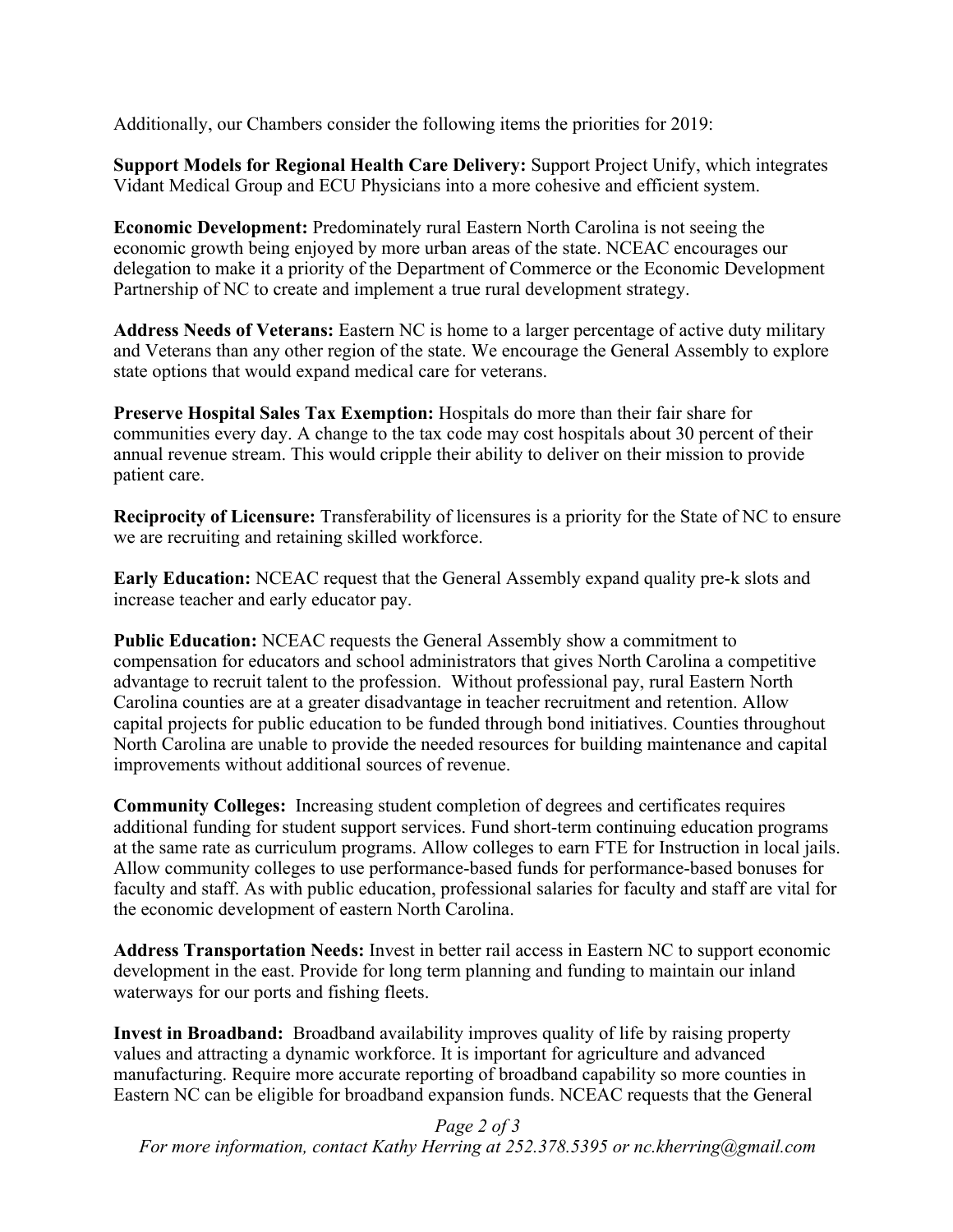Additionally, our Chambers consider the following items the priorities for 2019:

**Support Models for Regional Health Care Delivery:** Support Project Unify, which integrates Vidant Medical Group and ECU Physicians into a more cohesive and efficient system.

**Economic Development:** Predominately rural Eastern North Carolina is not seeing the economic growth being enjoyed by more urban areas of the state. NCEAC encourages our delegation to make it a priority of the Department of Commerce or the Economic Development Partnership of NC to create and implement a true rural development strategy.

**Address Needs of Veterans:** Eastern NC is home to a larger percentage of active duty military and Veterans than any other region of the state. We encourage the General Assembly to explore state options that would expand medical care for veterans.

**Preserve Hospital Sales Tax Exemption:** Hospitals do more than their fair share for communities every day. A change to the tax code may cost hospitals about 30 percent of their annual revenue stream. This would cripple their ability to deliver on their mission to provide patient care.

**Reciprocity of Licensure:** Transferability of licensures is a priority for the State of NC to ensure we are recruiting and retaining skilled workforce.

**Early Education:** NCEAC request that the General Assembly expand quality pre-k slots and increase teacher and early educator pay.

**Public Education:** NCEAC requests the General Assembly show a commitment to compensation for educators and school administrators that gives North Carolina a competitive advantage to recruit talent to the profession. Without professional pay, rural Eastern North Carolina counties are at a greater disadvantage in teacher recruitment and retention. Allow capital projects for public education to be funded through bond initiatives. Counties throughout North Carolina are unable to provide the needed resources for building maintenance and capital improvements without additional sources of revenue.

**Community Colleges:** Increasing student completion of degrees and certificates requires additional funding for student support services. Fund short-term continuing education programs at the same rate as curriculum programs. Allow colleges to earn FTE for Instruction in local jails. Allow community colleges to use performance-based funds for performance-based bonuses for faculty and staff. As with public education, professional salaries for faculty and staff are vital for the economic development of eastern North Carolina.

**Address Transportation Needs:** Invest in better rail access in Eastern NC to support economic development in the east. Provide for long term planning and funding to maintain our inland waterways for our ports and fishing fleets.

**Invest in Broadband:** Broadband availability improves quality of life by raising property values and attracting a dynamic workforce. It is important for agriculture and advanced manufacturing. Require more accurate reporting of broadband capability so more counties in Eastern NC can be eligible for broadband expansion funds. NCEAC requests that the General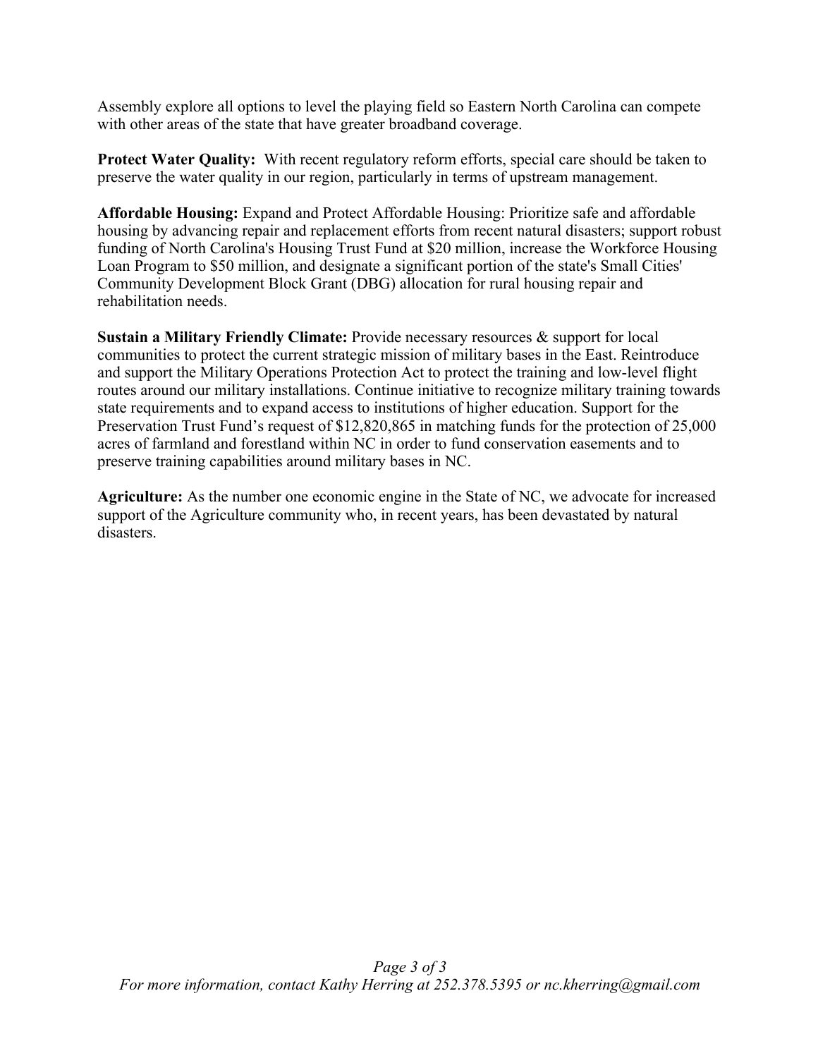Assembly explore all options to level the playing field so Eastern North Carolina can compete with other areas of the state that have greater broadband coverage.

**Protect Water Quality:** With recent regulatory reform efforts, special care should be taken to preserve the water quality in our region, particularly in terms of upstream management.

**Affordable Housing:** Expand and Protect Affordable Housing: Prioritize safe and affordable housing by advancing repair and replacement efforts from recent natural disasters; support robust funding of North Carolina's Housing Trust Fund at $20 million, increase the Workforce Housing Loan Program to $50 million, and designate a significant portion of the state's Small Cities' Community Development Block Grant (DBG) allocation for rural housing repair and rehabilitation needs.

**Sustain a Military Friendly Climate:** Provide necessary resources & support for local communities to protect the current strategic mission of military bases in the East. Reintroduce and support the Military Operations Protection Act to protect the training and low-level flight routes around our military installations. Continue initiative to recognize military training towards state requirements and to expand access to institutions of higher education. Support for the Preservation Trust Fund's request of $12,820,865 in matching funds for the protection of 25,000 acres of farmland and forestland within NC in order to fund conservation easements and to preserve training capabilities around military bases in NC.

**Agriculture:** As the number one economic engine in the State of NC, we advocate for increased support of the Agriculture community who, in recent years, has been devastated by natural disasters.